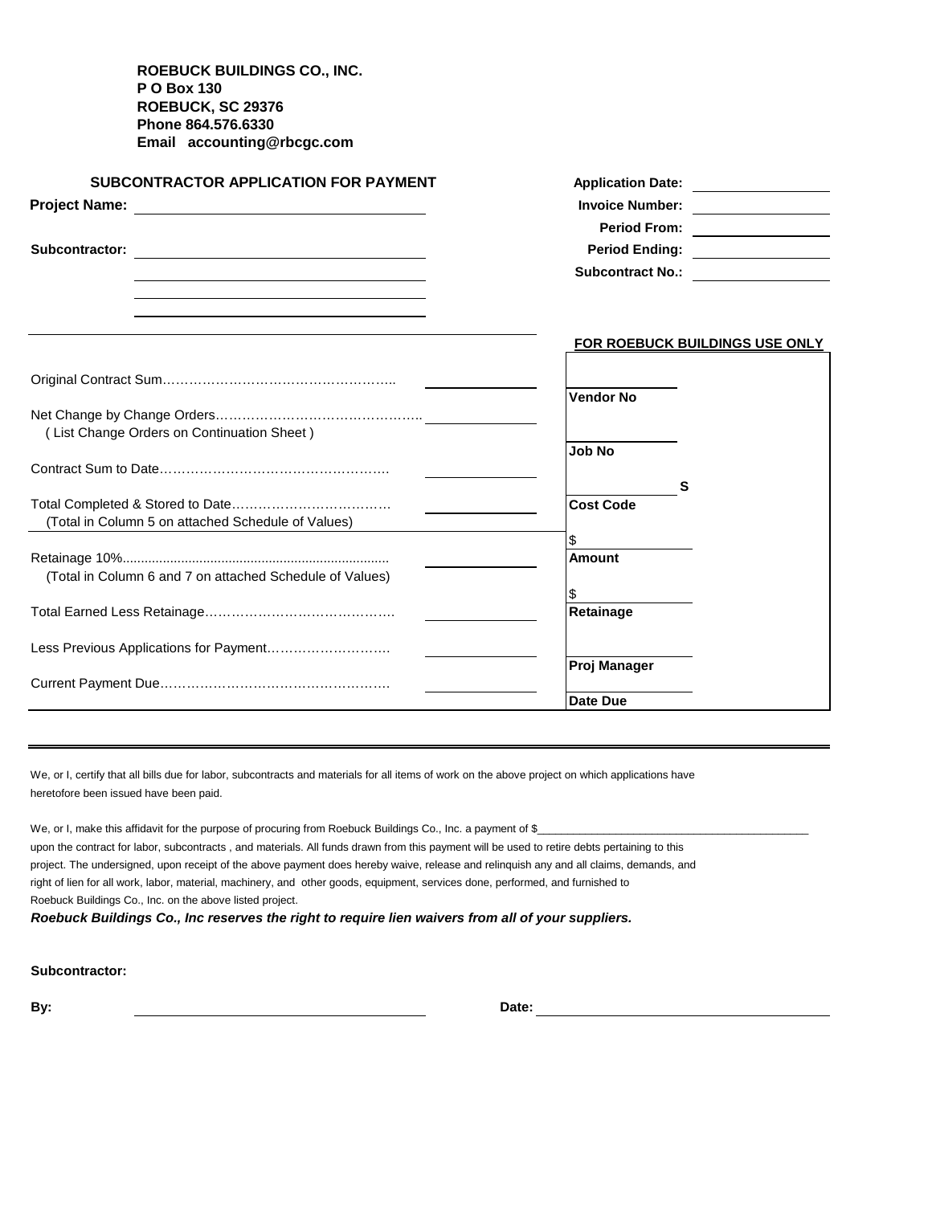**ROEBUCK BUILDINGS CO., INC.**
**P O Box 130**
**ROEBUCK, SC 29376**
**Phone 864.576.6330**
**Email accounting@rbcgc.com**

## SUBCONTRACTOR APPLICATION FOR PAYMENT

**Project Name:** ______________________

**Subcontractor:** ______________________

______________________

______________________

**Application Date:** ______________

**Invoice Number:** ______________

**Period From:** ______________

**Period Ending:** ______________

**Subcontract No.:** ______________

| | |
|---|---|
| Original Contract Sum…………………………………………….. | ______________ |
| Net Change by Change Orders……………………………………….. (List Change Orders on Continuation Sheet) | ______________ |
| Contract Sum to Date……………………………………………. | ______________ |
| Total Completed & Stored to Date……………………………… (Total in Column 5 on attached Schedule of Values) | ______________ |
| Retainage 10%.......................................................................... (Total in Column 6 and 7 on attached Schedule of Values) | ______________ |
| Total Earned Less Retainage……………………………………. | ______________ |
| Less Previous Applications for Payment………………………. | ______________ |
| Current Payment Due……………………………………………. | ______________ |

**FOR ROEBUCK BUILDINGS USE ONLY**

| |
|---|
| ______________ **Vendor No** |
| ______________ **Job No** |
| ______________ S **Cost Code** |
| $ ______________ **Amount** |
| $ ______________ **Retainage** |
| ______________ **Proj Manager** |
| ______________ **Date Due** |

---

We, or I, certify that all bills due for labor, subcontracts and materials for all items of work on the above project on which applications have heretofore been issued have been paid.

We, or I, make this affidavit for the purpose of procuring from Roebuck Buildings Co., Inc. a payment of $_____________________________________________ upon the contract for labor, subcontracts , and materials. All funds drawn from this payment will be used to retire debts pertaining to this project. The undersigned, upon receipt of the above payment does hereby waive, release and relinquish any and all claims, demands, and right of lien for all work, labor, material, machinery, and other goods, equipment, services done, performed, and furnished to Roebuck Buildings Co., Inc. on the above listed project.

***Roebuck Buildings Co., Inc reserves the right to require lien waivers from all of your suppliers.***

**Subcontractor:**

**By:** ______________________ **Date:** ______________________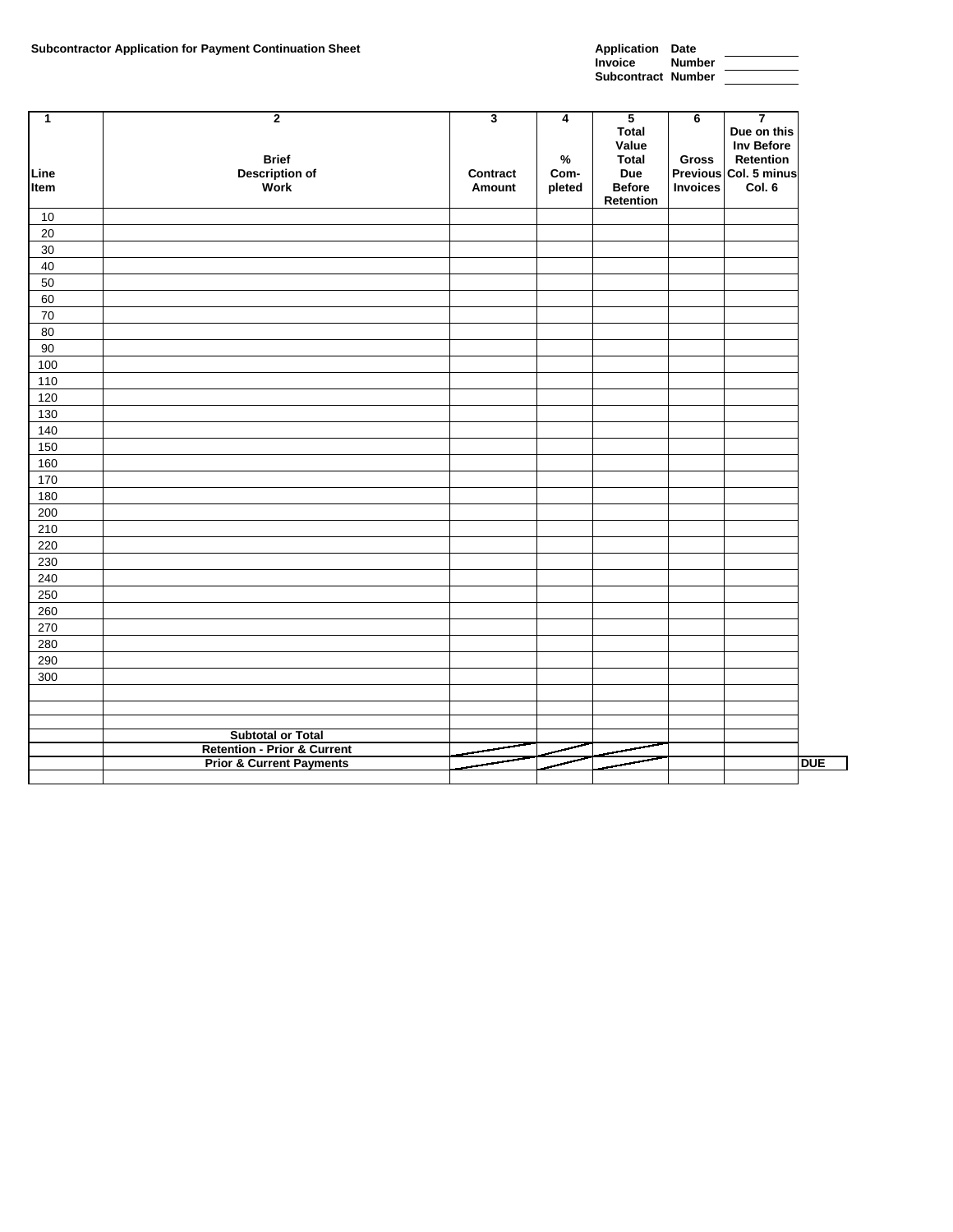**Subcontractor Application for Payment Continuation Sheet**

Application Date ____________
Invoice Number ____________
Subcontract Number ____________

| 1<br>Line Item | 2<br>Brief Description of Work | 3<br>Contract Amount | 4<br>% Com-pleted | 5<br>Total Value Total Due Before Retention | 6<br>Gross Previous Invoices | 7<br>Due on this Inv Before Retention Col. 5 minus Col. 6 | |
|---|---|---|---|---|---|---|---|
| 10 | | | | | | | |
| 20 | | | | | | | |
| 30 | | | | | | | |
| 40 | | | | | | | |
| 50 | | | | | | | |
| 60 | | | | | | | |
| 70 | | | | | | | |
| 80 | | | | | | | |
| 90 | | | | | | | |
| 100 | | | | | | | |
| 110 | | | | | | | |
| 120 | | | | | | | |
| 130 | | | | | | | |
| 140 | | | | | | | |
| 150 | | | | | | | |
| 160 | | | | | | | |
| 170 | | | | | | | |
| 180 | | | | | | | |
| 200 | | | | | | | |
| 210 | | | | | | | |
| 220 | | | | | | | |
| 230 | | | | | | | |
| 240 | | | | | | | |
| 250 | | | | | | | |
| 260 | | | | | | | |
| 270 | | | | | | | |
| 280 | | | | | | | |
| 290 | | | | | | | |
| 300 | | | | | | | |
| | | | | | | | |
| | | | | | | | |
| | | | | | | | |
| | **Subtotal or Total** | | | | | | |
| | **Retention - Prior & Current** | | | | | | |
| | **Prior & Current Payments** | | | | | | **DUE** |
| | | | | | | | |